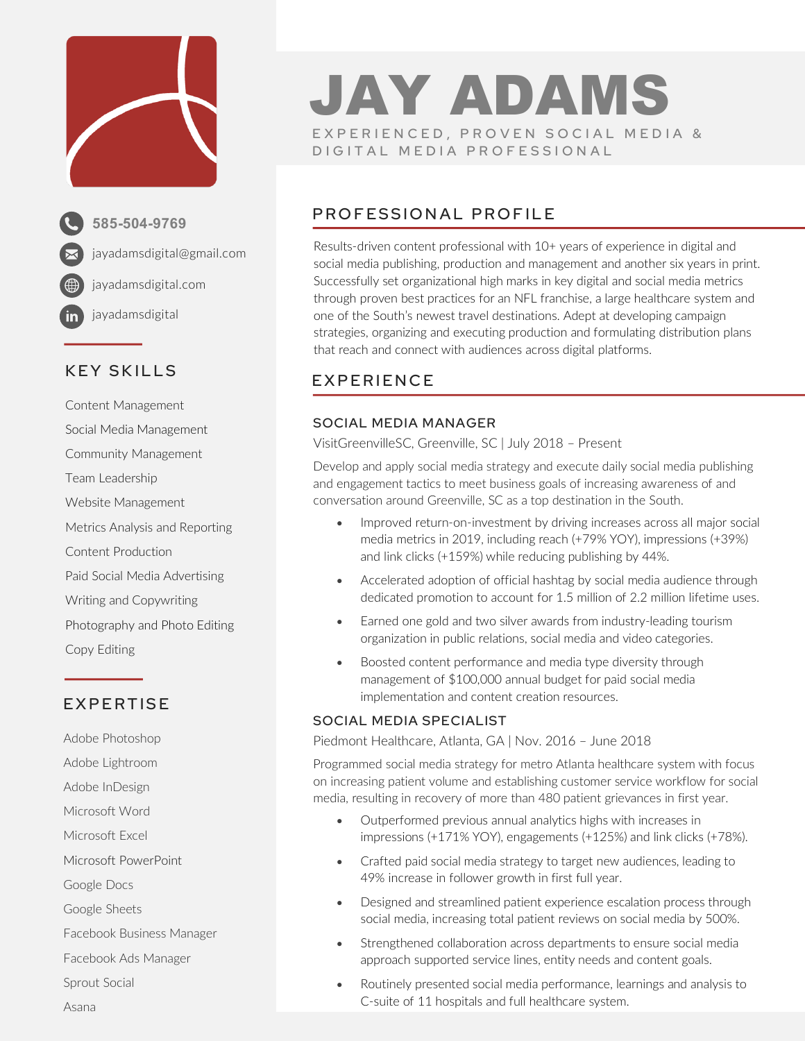# JAY ADAMS

EXPERIENCED, PROVEN SOCIAL MEDIA & DIGITAL MEDIA PROFESSIONAL

585-504-9769

jayadamsdigital@gmail.com

jayadamsdigital.com

jayadamsdigital

## KEY SKILLS

- Content Management
- Social Media Management
- Community Management
- Team Leadership
- Website Management
- Metrics Analysis and Reporting
- Content Production
- Paid Social Media Advertising
- Writing and Copywriting
- Photography and Photo Editing
- Copy Editing

## EXPERTISE

- Adobe Photoshop
- Adobe Lightroom
- Adobe InDesign
- Microsoft Word
- Microsoft Excel
- Microsoft PowerPoint
- Google Docs
- Google Sheets
- Facebook Business Manager
- Facebook Ads Manager
- Sprout Social
- Asana

## PROFESSIONAL PROFILE

Results-driven content professional with 10+ years of experience in digital and social media publishing, production and management and another six years in print. Successfully set organizational high marks in key digital and social media metrics through proven best practices for an NFL franchise, a large healthcare system and one of the South's newest travel destinations. Adept at developing campaign strategies, organizing and executing production and formulating distribution plans that reach and connect with audiences across digital platforms.

## EXPERIENCE

### SOCIAL MEDIA MANAGER

VisitGreenvilleSC, Greenville, SC | July 2018 – Present

Develop and apply social media strategy and execute daily social media publishing and engagement tactics to meet business goals of increasing awareness of and conversation around Greenville, SC as a top destination in the South.

- Improved return-on-investment by driving increases across all major social media metrics in 2019, including reach (+79% YOY), impressions (+39%) and link clicks (+159%) while reducing publishing by 44%.
- Accelerated adoption of official hashtag by social media audience through dedicated promotion to account for 1.5 million of 2.2 million lifetime uses.
- Earned one gold and two silver awards from industry-leading tourism organization in public relations, social media and video categories.
- Boosted content performance and media type diversity through management of $100,000 annual budget for paid social media implementation and content creation resources.

### SOCIAL MEDIA SPECIALIST

Piedmont Healthcare, Atlanta, GA | Nov. 2016 – June 2018

Programmed social media strategy for metro Atlanta healthcare system with focus on increasing patient volume and establishing customer service workflow for social media, resulting in recovery of more than 480 patient grievances in first year.

- Outperformed previous annual analytics highs with increases in impressions (+171% YOY), engagements (+125%) and link clicks (+78%).
- Crafted paid social media strategy to target new audiences, leading to 49% increase in follower growth in first full year.
- Designed and streamlined patient experience escalation process through social media, increasing total patient reviews on social media by 500%.
- Strengthened collaboration across departments to ensure social media approach supported service lines, entity needs and content goals.
- Routinely presented social media performance, learnings and analysis to C-suite of 11 hospitals and full healthcare system.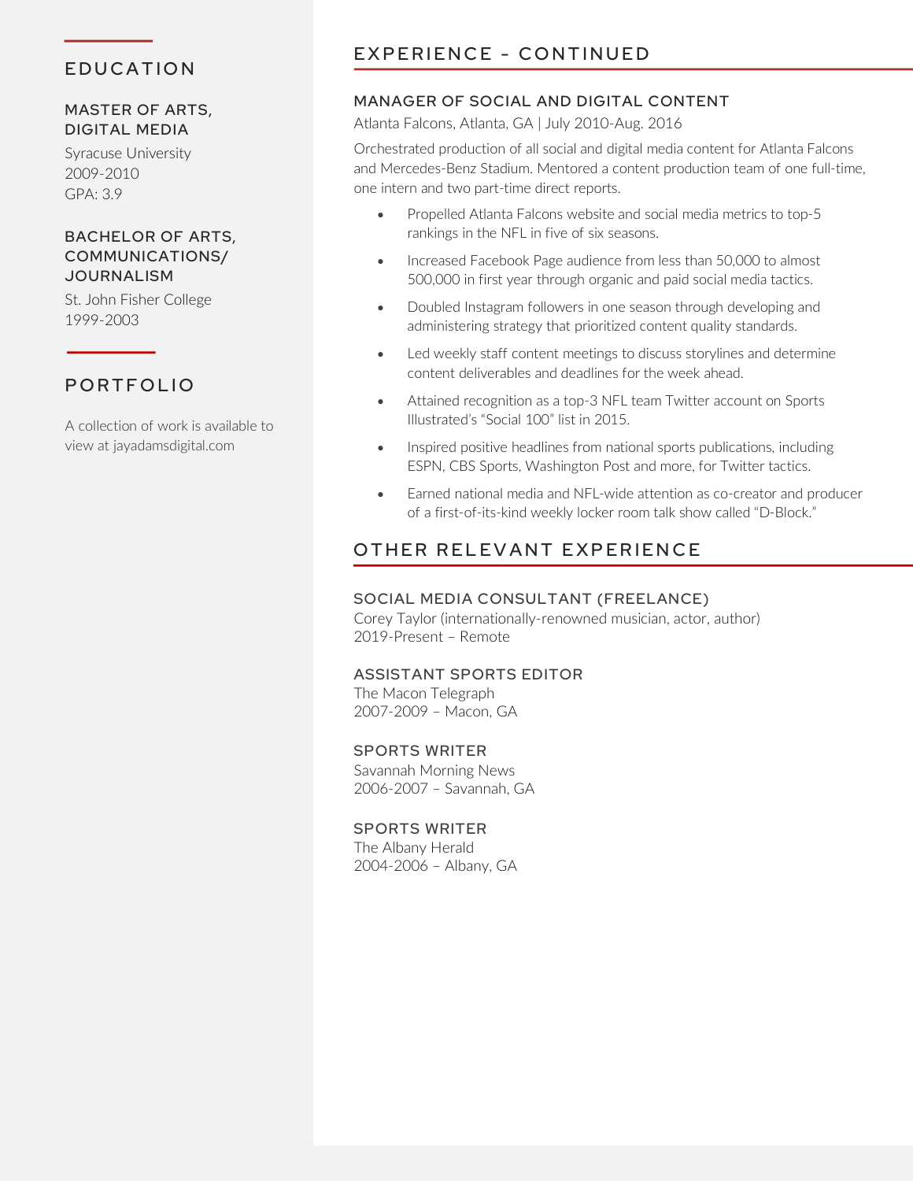## EDUCATION

### MASTER OF ARTS, DIGITAL MEDIA

Syracuse University
2009-2010
GPA: 3.9

### BACHELOR OF ARTS, COMMUNICATIONS/ JOURNALISM

St. John Fisher College
1999-2003

## PORTFOLIO

A collection of work is available to view at jayadamsdigital.com

## EXPERIENCE - CONTINUED

### MANAGER OF SOCIAL AND DIGITAL CONTENT

Atlanta Falcons, Atlanta, GA | July 2010-Aug. 2016

Orchestrated production of all social and digital media content for Atlanta Falcons and Mercedes-Benz Stadium. Mentored a content production team of one full-time, one intern and two part-time direct reports.

- Propelled Atlanta Falcons website and social media metrics to top-5 rankings in the NFL in five of six seasons.
- Increased Facebook Page audience from less than 50,000 to almost 500,000 in first year through organic and paid social media tactics.
- Doubled Instagram followers in one season through developing and administering strategy that prioritized content quality standards.
- Led weekly staff content meetings to discuss storylines and determine content deliverables and deadlines for the week ahead.
- Attained recognition as a top-3 NFL team Twitter account on Sports Illustrated's "Social 100" list in 2015.
- Inspired positive headlines from national sports publications, including ESPN, CBS Sports, Washington Post and more, for Twitter tactics.
- Earned national media and NFL-wide attention as co-creator and producer of a first-of-its-kind weekly locker room talk show called "D-Block."

## OTHER RELEVANT EXPERIENCE

### SOCIAL MEDIA CONSULTANT (FREELANCE)

Corey Taylor (internationally-renowned musician, actor, author)
2019-Present – Remote

### ASSISTANT SPORTS EDITOR

The Macon Telegraph
2007-2009 – Macon, GA

### SPORTS WRITER

Savannah Morning News
2006-2007 – Savannah, GA

### SPORTS WRITER

The Albany Herald
2004-2006 – Albany, GA